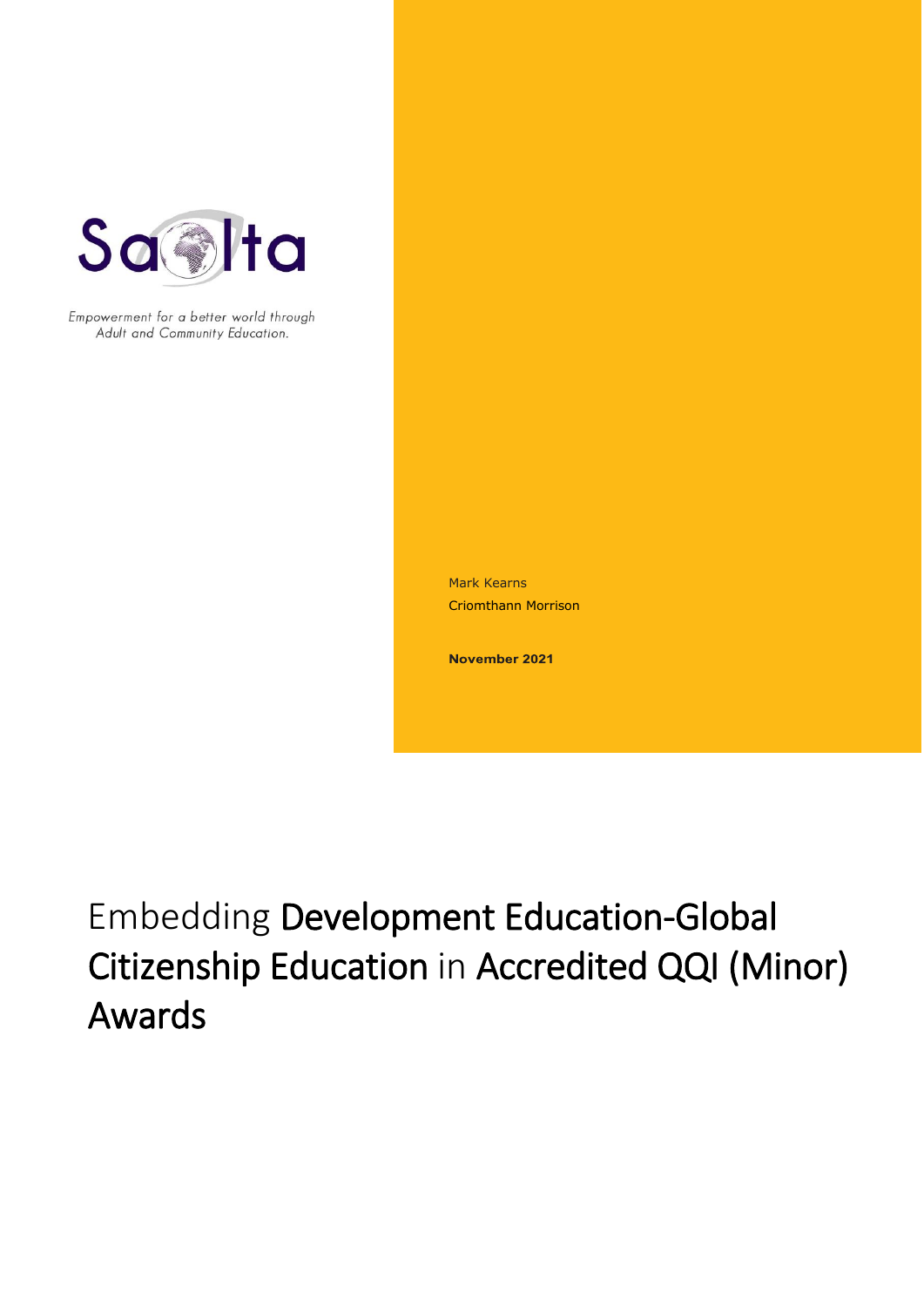Saolta

*Empowerment for a better world through Adult and Community Education.*

Mark Kearns

Criomthann Morrison

**November 2021**

# Embedding Development Education-Global Citizenship Education in Accredited QQI (Minor) Awards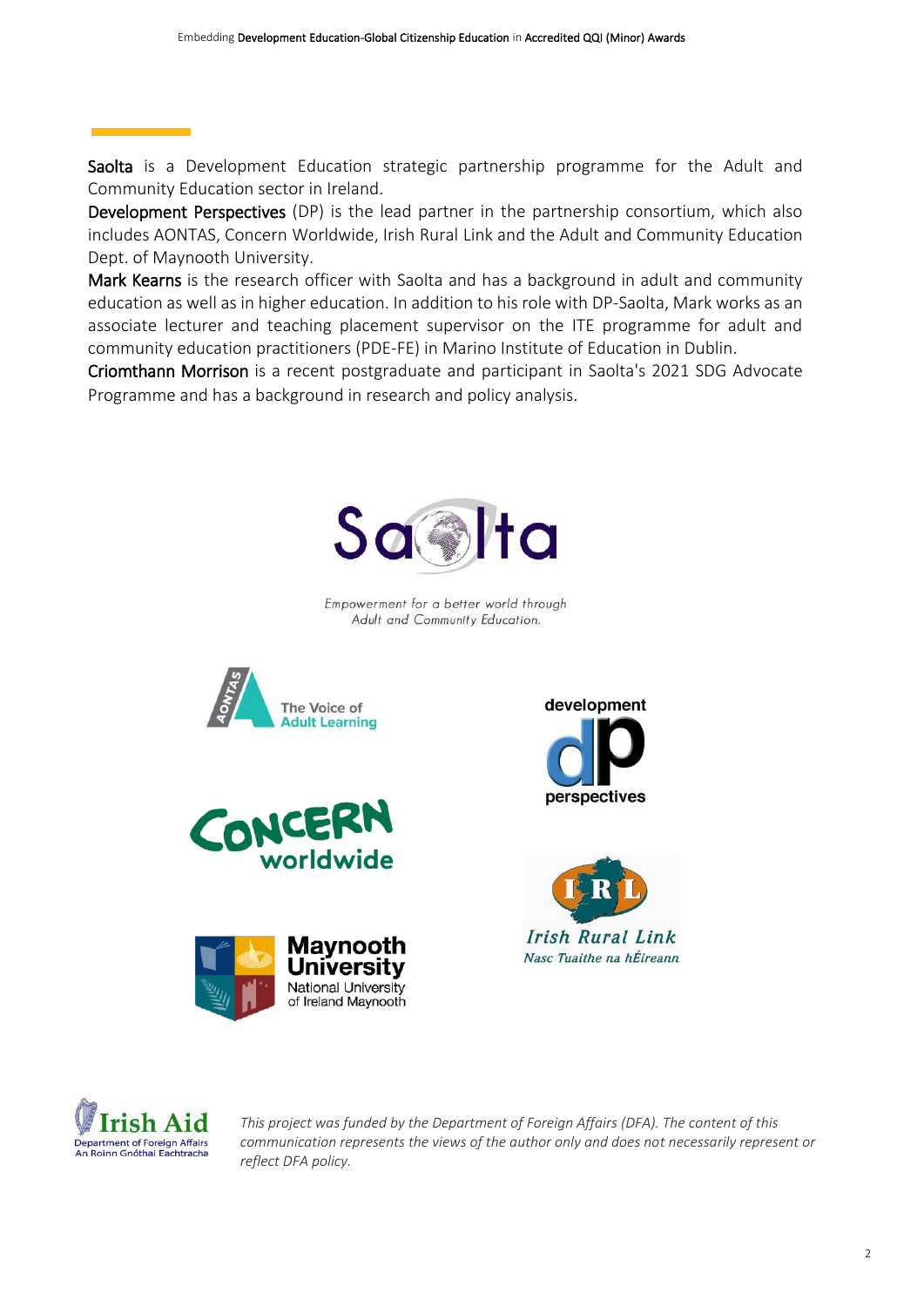**Saolta** is a Development Education strategic partnership programme for the Adult and Community Education sector in Ireland.

**Development Perspectives** (DP) is the lead partner in the partnership consortium, which also includes AONTAS, Concern Worldwide, Irish Rural Link and the Adult and Community Education Dept. of Maynooth University.

**Mark Kearns** is the research officer with Saolta and has a background in adult and community education as well as in higher education. In addition to his role with DP-Saolta, Mark works as an associate lecturer and teaching placement supervisor on the ITE programme for adult and community education practitioners (PDE-FE) in Marino Institute of Education in Dublin.

**Criomthann Morrison** is a recent postgraduate and participant in Saolta's 2021 SDG Advocate Programme and has a background in research and policy analysis.

Saolta

*Empowerment for a better world through Adult and Community Education.*

AONTAS The Voice of Adult Learning

development perspectives

Concern worldwide

Irish Rural Link – Nasc Tuaithe na hÉireann

Maynooth University – National University of Ireland Maynooth

Irish Aid – Department of Foreign Affairs – An Roinn Gnóthaí Eachtracha

*This project was funded by the Department of Foreign Affairs (DFA). The content of this communication represents the views of the author only and does not necessarily represent or reflect DFA policy.*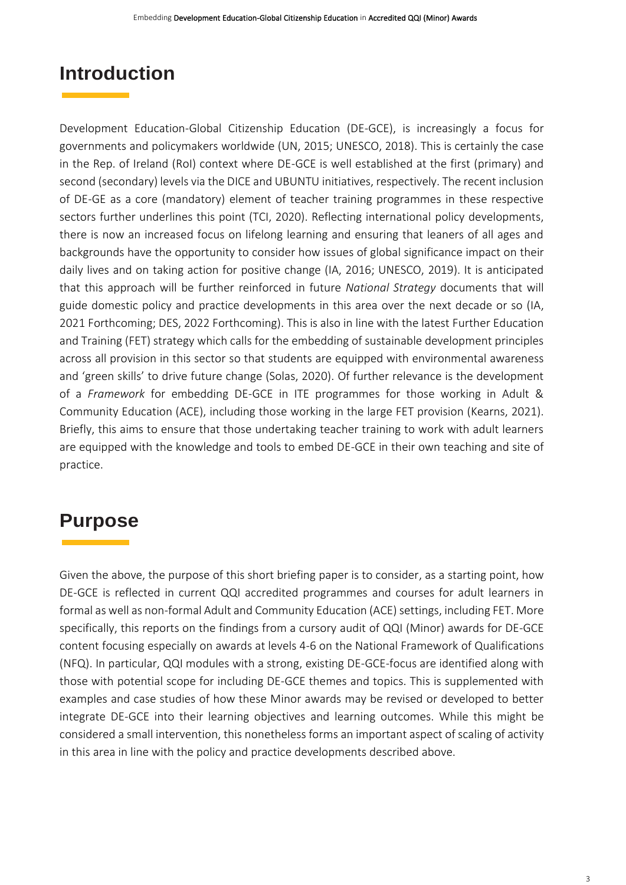## Introduction

Development Education-Global Citizenship Education (DE-GCE), is increasingly a focus for governments and policymakers worldwide (UN, 2015; UNESCO, 2018). This is certainly the case in the Rep. of Ireland (RoI) context where DE-GCE is well established at the first (primary) and second (secondary) levels via the DICE and UBUNTU initiatives, respectively. The recent inclusion of DE-GE as a core (mandatory) element of teacher training programmes in these respective sectors further underlines this point (TCI, 2020). Reflecting international policy developments, there is now an increased focus on lifelong learning and ensuring that leaners of all ages and backgrounds have the opportunity to consider how issues of global significance impact on their daily lives and on taking action for positive change (IA, 2016; UNESCO, 2019). It is anticipated that this approach will be further reinforced in future *National Strategy* documents that will guide domestic policy and practice developments in this area over the next decade or so (IA, 2021 Forthcoming; DES, 2022 Forthcoming). This is also in line with the latest Further Education and Training (FET) strategy which calls for the embedding of sustainable development principles across all provision in this sector so that students are equipped with environmental awareness and 'green skills' to drive future change (Solas, 2020). Of further relevance is the development of a *Framework* for embedding DE-GCE in ITE programmes for those working in Adult & Community Education (ACE), including those working in the large FET provision (Kearns, 2021). Briefly, this aims to ensure that those undertaking teacher training to work with adult learners are equipped with the knowledge and tools to embed DE-GCE in their own teaching and site of practice.

## Purpose

Given the above, the purpose of this short briefing paper is to consider, as a starting point, how DE-GCE is reflected in current QQI accredited programmes and courses for adult learners in formal as well as non-formal Adult and Community Education (ACE) settings, including FET. More specifically, this reports on the findings from a cursory audit of QQI (Minor) awards for DE-GCE content focusing especially on awards at levels 4-6 on the National Framework of Qualifications (NFQ). In particular, QQI modules with a strong, existing DE-GCE-focus are identified along with those with potential scope for including DE-GCE themes and topics. This is supplemented with examples and case studies of how these Minor awards may be revised or developed to better integrate DE-GCE into their learning objectives and learning outcomes. While this might be considered a small intervention, this nonetheless forms an important aspect of scaling of activity in this area in line with the policy and practice developments described above.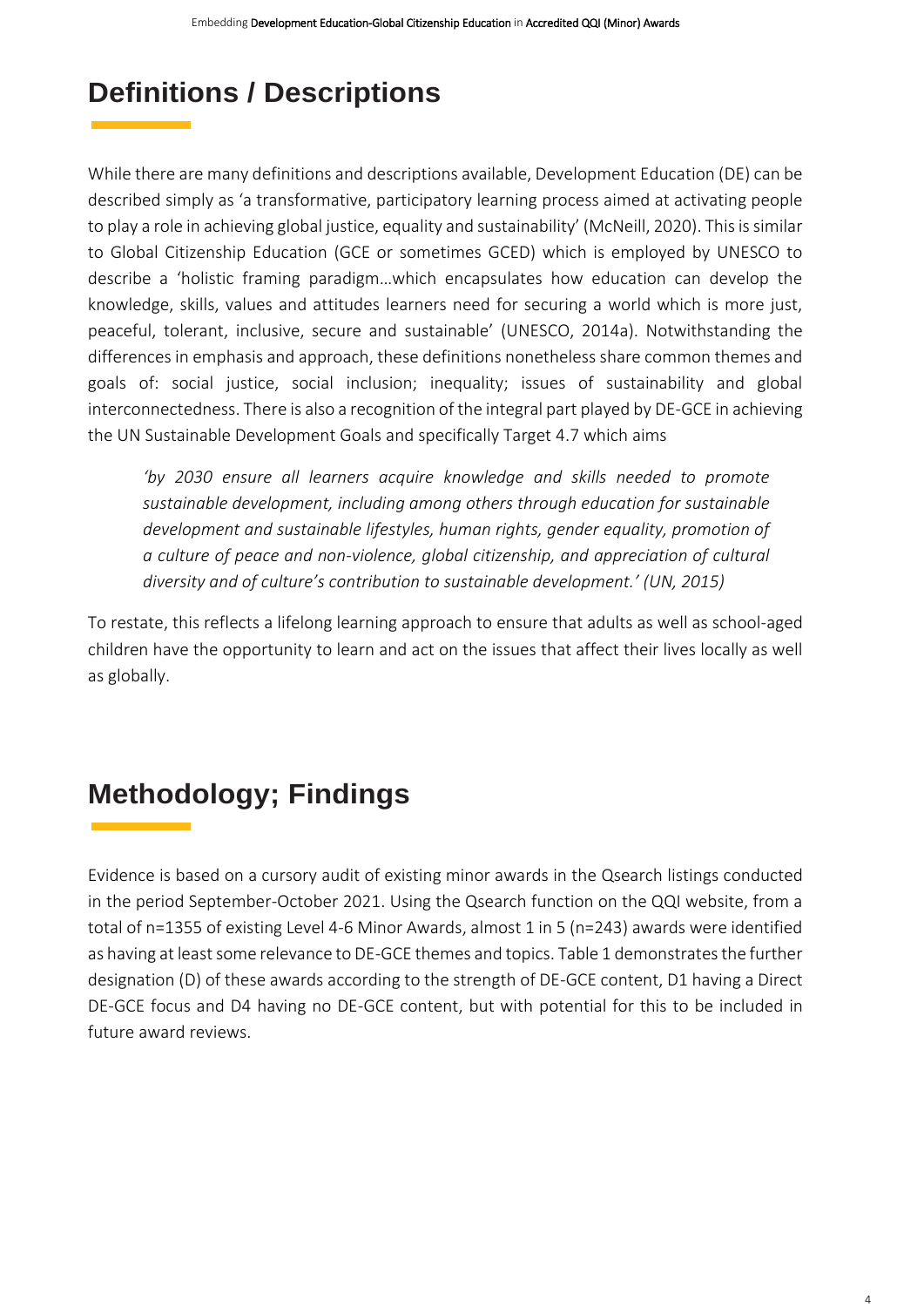## Definitions / Descriptions

While there are many definitions and descriptions available, Development Education (DE) can be described simply as 'a transformative, participatory learning process aimed at activating people to play a role in achieving global justice, equality and sustainability' (McNeill, 2020). This is similar to Global Citizenship Education (GCE or sometimes GCED) which is employed by UNESCO to describe a 'holistic framing paradigm…which encapsulates how education can develop the knowledge, skills, values and attitudes learners need for securing a world which is more just, peaceful, tolerant, inclusive, secure and sustainable' (UNESCO, 2014a). Notwithstanding the differences in emphasis and approach, these definitions nonetheless share common themes and goals of: social justice, social inclusion; inequality; issues of sustainability and global interconnectedness. There is also a recognition of the integral part played by DE-GCE in achieving the UN Sustainable Development Goals and specifically Target 4.7 which aims

> *'by 2030 ensure all learners acquire knowledge and skills needed to promote sustainable development, including among others through education for sustainable development and sustainable lifestyles, human rights, gender equality, promotion of a culture of peace and non-violence, global citizenship, and appreciation of cultural diversity and of culture's contribution to sustainable development.' (UN, 2015)*

To restate, this reflects a lifelong learning approach to ensure that adults as well as school-aged children have the opportunity to learn and act on the issues that affect their lives locally as well as globally.

## Methodology; Findings

Evidence is based on a cursory audit of existing minor awards in the Qsearch listings conducted in the period September-October 2021. Using the Qsearch function on the QQI website, from a total of n=1355 of existing Level 4-6 Minor Awards, almost 1 in 5 (n=243) awards were identified as having at least some relevance to DE-GCE themes and topics. Table 1 demonstrates the further designation (D) of these awards according to the strength of DE-GCE content, D1 having a Direct DE-GCE focus and D4 having no DE-GCE content, but with potential for this to be included in future award reviews.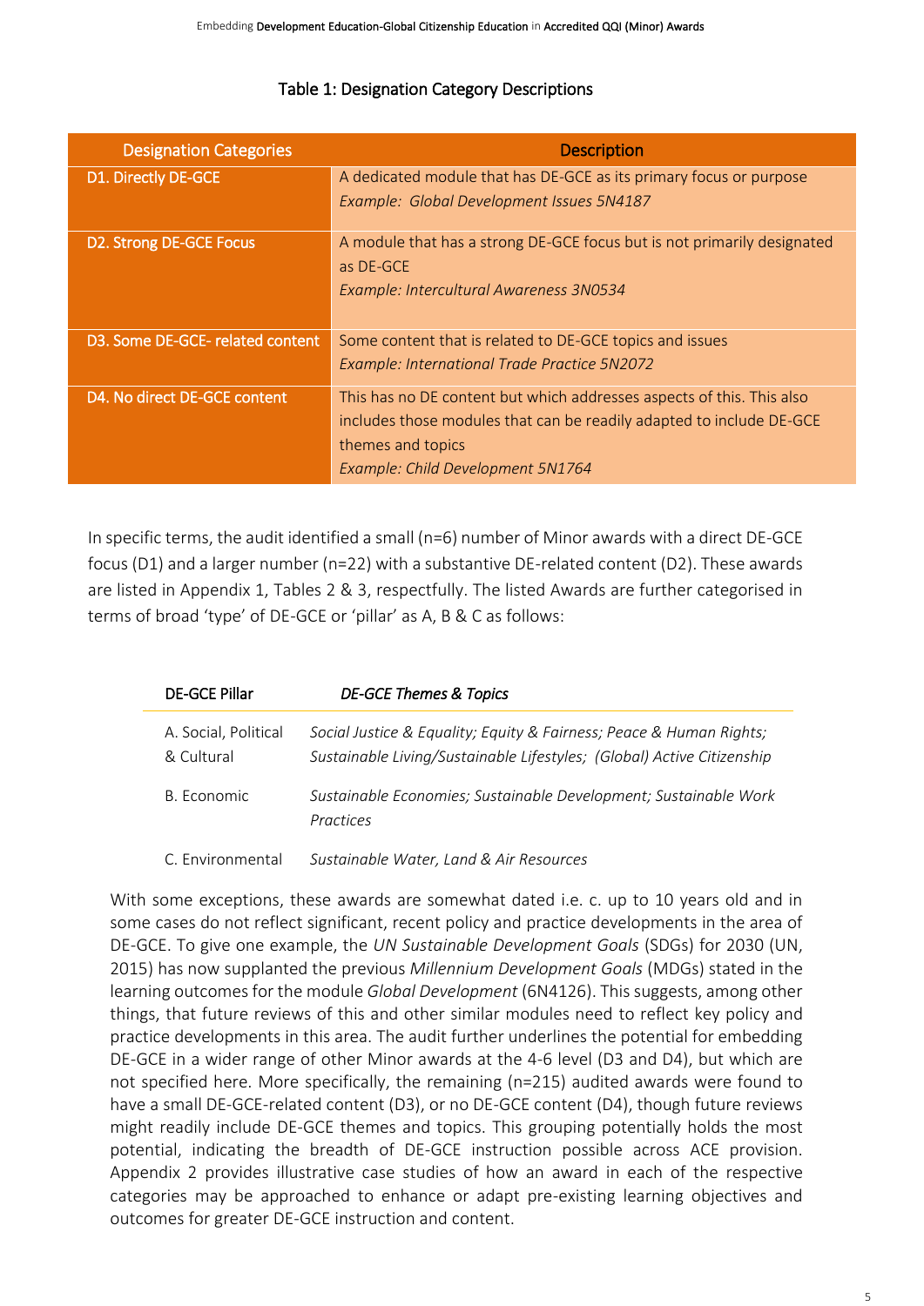Table 1: Designation Category Descriptions

| Designation Categories | Description |
|---|---|
| D1. Directly DE-GCE | A dedicated module that has DE-GCE as its primary focus or purpose<br>*Example: Global Development Issues 5N4187* |
| D2. Strong DE-GCE Focus | A module that has a strong DE-GCE focus but is not primarily designated as DE-GCE<br>*Example: Intercultural Awareness 3N0534* |
| D3. Some DE-GCE- related content | Some content that is related to DE-GCE topics and issues<br>*Example: International Trade Practice 5N2072* |
| D4. No direct DE-GCE content | This has no DE content but which addresses aspects of this. This also includes those modules that can be readily adapted to include DE-GCE themes and topics<br>*Example: Child Development 5N1764* |

In specific terms, the audit identified a small (n=6) number of Minor awards with a direct DE-GCE focus (D1) and a larger number (n=22) with a substantive DE-related content (D2). These awards are listed in Appendix 1, Tables 2 & 3, respectfully. The listed Awards are further categorised in terms of broad 'type' of DE-GCE or 'pillar' as A, B & C as follows:

| DE-GCE Pillar | *DE-GCE Themes & Topics* |
|---|---|
| A. Social, Political & Cultural | *Social Justice & Equality; Equity & Fairness; Peace & Human Rights; Sustainable Living/Sustainable Lifestyles; (Global) Active Citizenship* |
| B. Economic | *Sustainable Economies; Sustainable Development; Sustainable Work Practices* |
| C. Environmental | *Sustainable Water, Land & Air Resources* |

With some exceptions, these awards are somewhat dated i.e. c. up to 10 years old and in some cases do not reflect significant, recent policy and practice developments in the area of DE-GCE. To give one example, the *UN Sustainable Development Goals* (SDGs) for 2030 (UN, 2015) has now supplanted the previous *Millennium Development Goals* (MDGs) stated in the learning outcomes for the module *Global Development* (6N4126). This suggests, among other things, that future reviews of this and other similar modules need to reflect key policy and practice developments in this area. The audit further underlines the potential for embedding DE-GCE in a wider range of other Minor awards at the 4-6 level (D3 and D4), but which are not specified here. More specifically, the remaining (n=215) audited awards were found to have a small DE-GCE-related content (D3), or no DE-GCE content (D4), though future reviews might readily include DE-GCE themes and topics. This grouping potentially holds the most potential, indicating the breadth of DE-GCE instruction possible across ACE provision. Appendix 2 provides illustrative case studies of how an award in each of the respective categories may be approached to enhance or adapt pre-existing learning objectives and outcomes for greater DE-GCE instruction and content.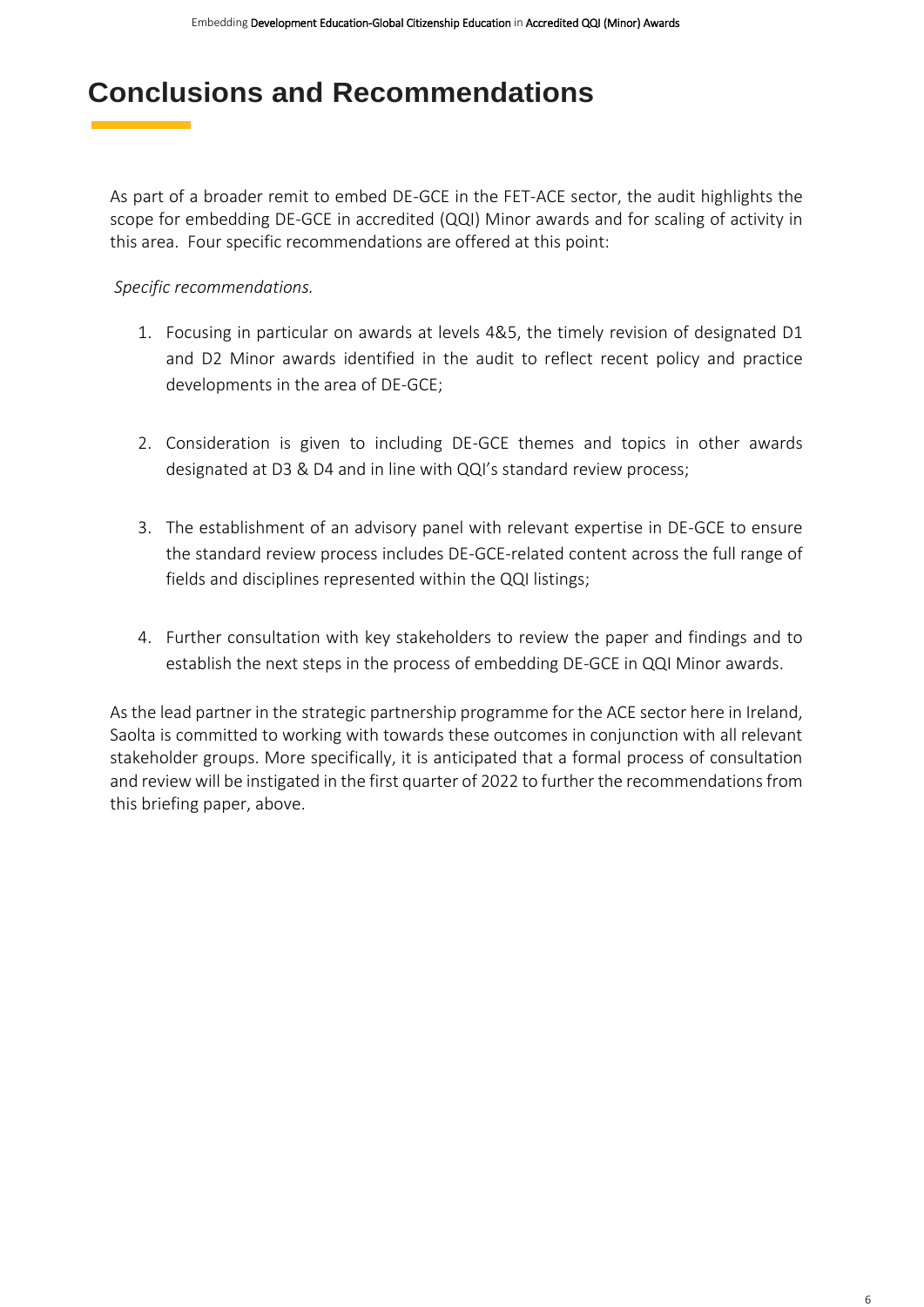# Conclusions and Recommendations

As part of a broader remit to embed DE-GCE in the FET-ACE sector, the audit highlights the scope for embedding DE-GCE in accredited (QQI) Minor awards and for scaling of activity in this area. Four specific recommendations are offered at this point:

*Specific recommendations.*

1. Focusing in particular on awards at levels 4&5, the timely revision of designated D1 and D2 Minor awards identified in the audit to reflect recent policy and practice developments in the area of DE-GCE;

2. Consideration is given to including DE-GCE themes and topics in other awards designated at D3 & D4 and in line with QQI's standard review process;

3. The establishment of an advisory panel with relevant expertise in DE-GCE to ensure the standard review process includes DE-GCE-related content across the full range of fields and disciplines represented within the QQI listings;

4. Further consultation with key stakeholders to review the paper and findings and to establish the next steps in the process of embedding DE-GCE in QQI Minor awards.

As the lead partner in the strategic partnership programme for the ACE sector here in Ireland, Saolta is committed to working with towards these outcomes in conjunction with all relevant stakeholder groups. More specifically, it is anticipated that a formal process of consultation and review will be instigated in the first quarter of 2022 to further the recommendations from this briefing paper, above.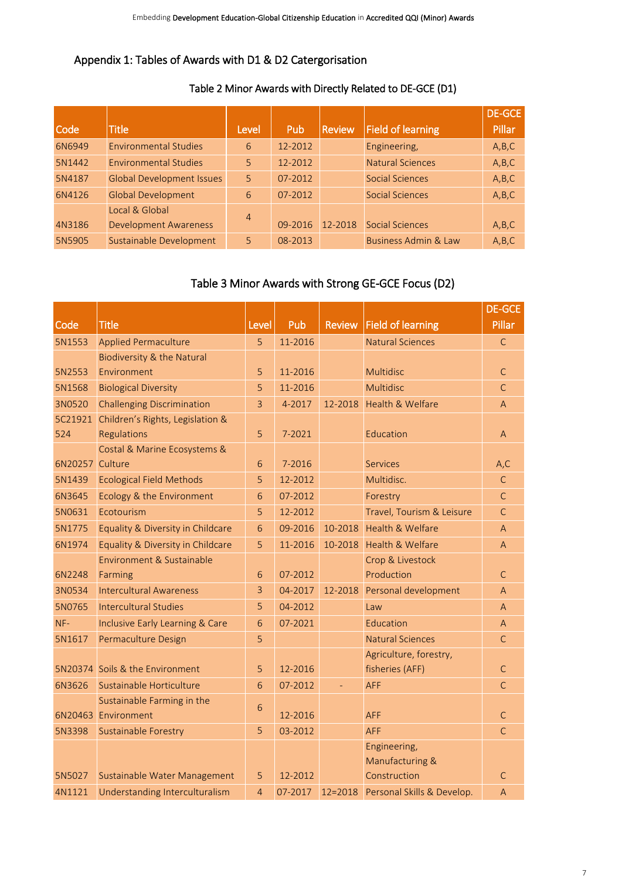## Appendix 1: Tables of Awards with D1 & D2 Catergorisation

Table 2 Minor Awards with Directly Related to DE-GCE (D1)

| Code | Title | Level | Pub | Review | Field of learning | DE-GCE Pillar |
|---|---|---|---|---|---|---|
| 6N6949 | Environmental Studies | 6 | 12-2012 | | Engineering, | A,B,C |
| 5N1442 | Environmental Studies | 5 | 12-2012 | | Natural Sciences | A,B,C |
| 5N4187 | Global Development Issues | 5 | 07-2012 | | Social Sciences | A,B,C |
| 6N4126 | Global Development | 6 | 07-2012 | | Social Sciences | A,B,C |
| 4N3186 | Local & Global Development Awareness | 4 | 09-2016 | 12-2018 | Social Sciences | A,B,C |
| 5N5905 | Sustainable Development | 5 | 08-2013 | | Business Admin & Law | A,B,C |

Table 3 Minor Awards with Strong GE-GCE Focus (D2)

| Code | Title | Level | Pub | Review | Field of learning | DE-GCE Pillar |
|---|---|---|---|---|---|---|
| 5N1553 | Applied Permaculture | 5 | 11-2016 | | Natural Sciences | C |
| 5N2553 | Biodiversity & the Natural Environment | 5 | 11-2016 | | Multidisc | C |
| 5N1568 | Biological Diversity | 5 | 11-2016 | | Multidisc | C |
| 3N0520 | Challenging Discrimination | 3 | 4-2017 | 12-2018 | Health & Welfare | A |
| 5C21921 524 | Children's Rights, Legislation & Regulations | 5 | 7-2021 | | Education | A |
| 6N20257 | Costal & Marine Ecosystems & Culture | 6 | 7-2016 | | Services | A,C |
| 5N1439 | Ecological Field Methods | 5 | 12-2012 | | Multidisc. | C |
| 6N3645 | Ecology & the Environment | 6 | 07-2012 | | Forestry | C |
| 5N0631 | Ecotourism | 5 | 12-2012 | | Travel, Tourism & Leisure | C |
| 5N1775 | Equality & Diversity in Childcare | 6 | 09-2016 | 10-2018 | Health & Welfare | A |
| 6N1974 | Equality & Diversity in Childcare | 5 | 11-2016 | 10-2018 | Health & Welfare | A |
| 6N2248 | Environment & Sustainable Farming | 6 | 07-2012 | | Crop & Livestock Production | C |
| 3N0534 | Intercultural Awareness | 3 | 04-2017 | 12-2018 | Personal development | A |
| 5N0765 | Intercultural Studies | 5 | 04-2012 | | Law | A |
| NF- | Inclusive Early Learning & Care | 6 | 07-2021 | | Education | A |
| 5N1617 | Permaculture Design | 5 | | | Natural Sciences | C |
| 5N20374 | Soils & the Environment | 5 | 12-2016 | | Agriculture, forestry, fisheries (AFF) | C |
| 6N3626 | Sustainable Horticulture | 6 | 07-2012 | - | AFF | C |
| 6N20463 | Sustainable Farming in the Environment | 6 | 12-2016 | | AFF | C |
| 5N3398 | Sustainable Forestry | 5 | 03-2012 | | AFF | C |
| 5N5027 | Sustainable Water Management | 5 | 12-2012 | | Engineering, Manufacturing & Construction | C |
| 4N1121 | Understanding Interculturalism | 4 | 07-2017 | 12=2018 | Personal Skills & Develop. | A |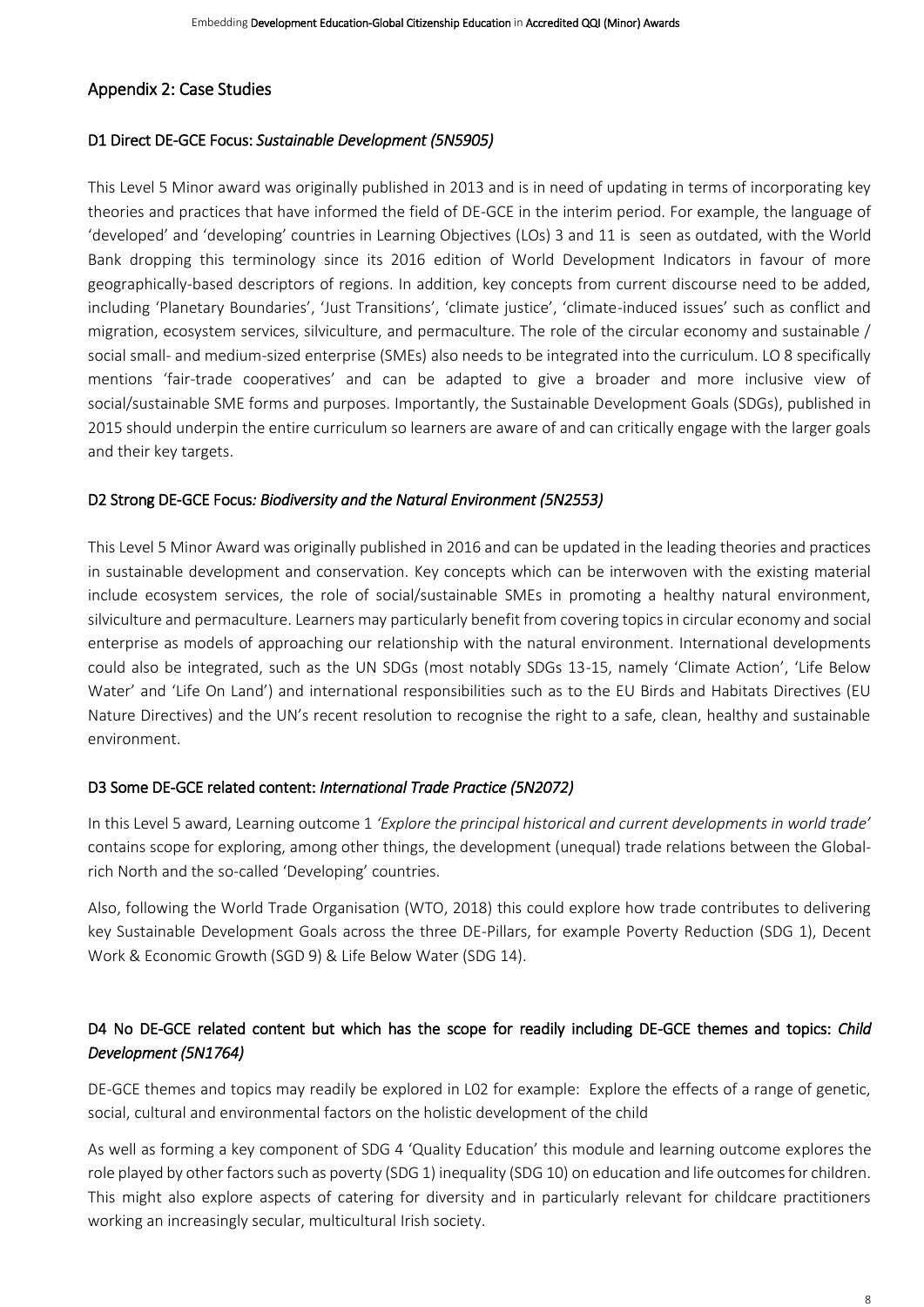## Appendix 2: Case Studies

### D1 Direct DE-GCE Focus: *Sustainable Development (5N5905)*

This Level 5 Minor award was originally published in 2013 and is in need of updating in terms of incorporating key theories and practices that have informed the field of DE-GCE in the interim period. For example, the language of 'developed' and 'developing' countries in Learning Objectives (LOs) 3 and 11 is seen as outdated, with the World Bank dropping this terminology since its 2016 edition of World Development Indicators in favour of more geographically-based descriptors of regions. In addition, key concepts from current discourse need to be added, including 'Planetary Boundaries', 'Just Transitions', 'climate justice', 'climate-induced issues' such as conflict and migration, ecosystem services, silviculture, and permaculture. The role of the circular economy and sustainable / social small- and medium-sized enterprise (SMEs) also needs to be integrated into the curriculum. LO 8 specifically mentions 'fair-trade cooperatives' and can be adapted to give a broader and more inclusive view of social/sustainable SME forms and purposes. Importantly, the Sustainable Development Goals (SDGs), published in 2015 should underpin the entire curriculum so learners are aware of and can critically engage with the larger goals and their key targets.

### D2 Strong DE-GCE Focus: *Biodiversity and the Natural Environment (5N2553)*

This Level 5 Minor Award was originally published in 2016 and can be updated in the leading theories and practices in sustainable development and conservation. Key concepts which can be interwoven with the existing material include ecosystem services, the role of social/sustainable SMEs in promoting a healthy natural environment, silviculture and permaculture. Learners may particularly benefit from covering topics in circular economy and social enterprise as models of approaching our relationship with the natural environment. International developments could also be integrated, such as the UN SDGs (most notably SDGs 13-15, namely 'Climate Action', 'Life Below Water' and 'Life On Land') and international responsibilities such as to the EU Birds and Habitats Directives (EU Nature Directives) and the UN's recent resolution to recognise the right to a safe, clean, healthy and sustainable environment.

### D3 Some DE-GCE related content: *International Trade Practice (5N2072)*

In this Level 5 award, Learning outcome 1 *'Explore the principal historical and current developments in world trade'* contains scope for exploring, among other things, the development (unequal) trade relations between the Global-rich North and the so-called 'Developing' countries.

Also, following the World Trade Organisation (WTO, 2018) this could explore how trade contributes to delivering key Sustainable Development Goals across the three DE-Pillars, for example Poverty Reduction (SDG 1), Decent Work & Economic Growth (SGD 9) & Life Below Water (SDG 14).

### D4 No DE-GCE related content but which has the scope for readily including DE-GCE themes and topics: *Child Development (5N1764)*

DE-GCE themes and topics may readily be explored in L02 for example: Explore the effects of a range of genetic, social, cultural and environmental factors on the holistic development of the child

As well as forming a key component of SDG 4 'Quality Education' this module and learning outcome explores the role played by other factors such as poverty (SDG 1) inequality (SDG 10) on education and life outcomes for children. This might also explore aspects of catering for diversity and in particularly relevant for childcare practitioners working an increasingly secular, multicultural Irish society.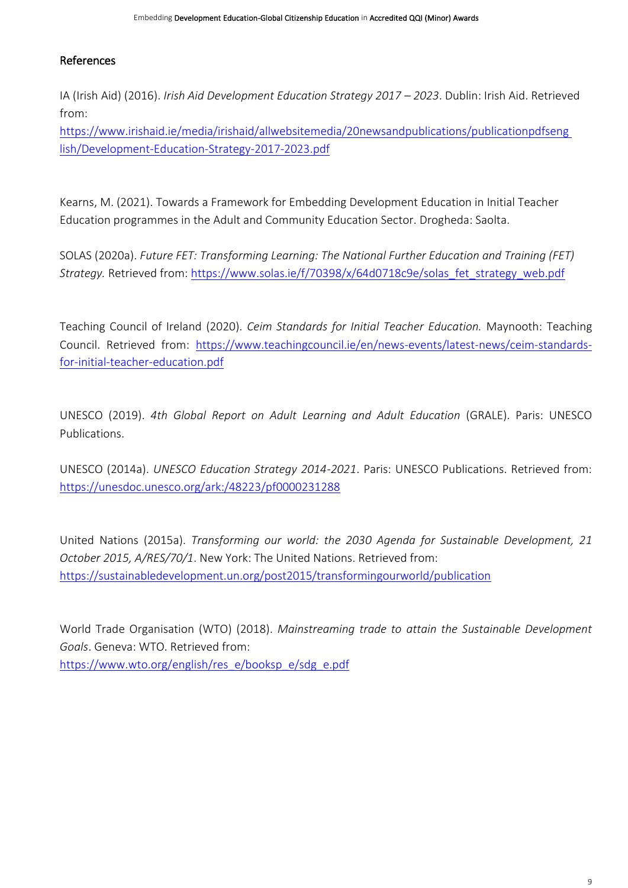## References

IA (Irish Aid) (2016). *Irish Aid Development Education Strategy 2017 – 2023*. Dublin: Irish Aid. Retrieved from: https://www.irishaid.ie/media/irishaid/allwebsitemedia/20newsandpublications/publicationpdfsenglish/Development-Education-Strategy-2017-2023.pdf

Kearns, M. (2021). Towards a Framework for Embedding Development Education in Initial Teacher Education programmes in the Adult and Community Education Sector. Drogheda: Saolta.

SOLAS (2020a). *Future FET: Transforming Learning: The National Further Education and Training (FET) Strategy.* Retrieved from: https://www.solas.ie/f/70398/x/64d0718c9e/solas_fet_strategy_web.pdf

Teaching Council of Ireland (2020). *Ceim Standards for Initial Teacher Education.* Maynooth: Teaching Council. Retrieved from: https://www.teachingcouncil.ie/en/news-events/latest-news/ceim-standards-for-initial-teacher-education.pdf

UNESCO (2019). *4th Global Report on Adult Learning and Adult Education* (GRALE). Paris: UNESCO Publications.

UNESCO (2014a). *UNESCO Education Strategy 2014-2021*. Paris: UNESCO Publications. Retrieved from: https://unesdoc.unesco.org/ark:/48223/pf0000231288

United Nations (2015a). *Transforming our world: the 2030 Agenda for Sustainable Development, 21 October 2015, A/RES/70/1*. New York: The United Nations. Retrieved from: https://sustainabledevelopment.un.org/post2015/transformingourworld/publication

World Trade Organisation (WTO) (2018). *Mainstreaming trade to attain the Sustainable Development Goals*. Geneva: WTO. Retrieved from: https://www.wto.org/english/res_e/booksp_e/sdg_e.pdf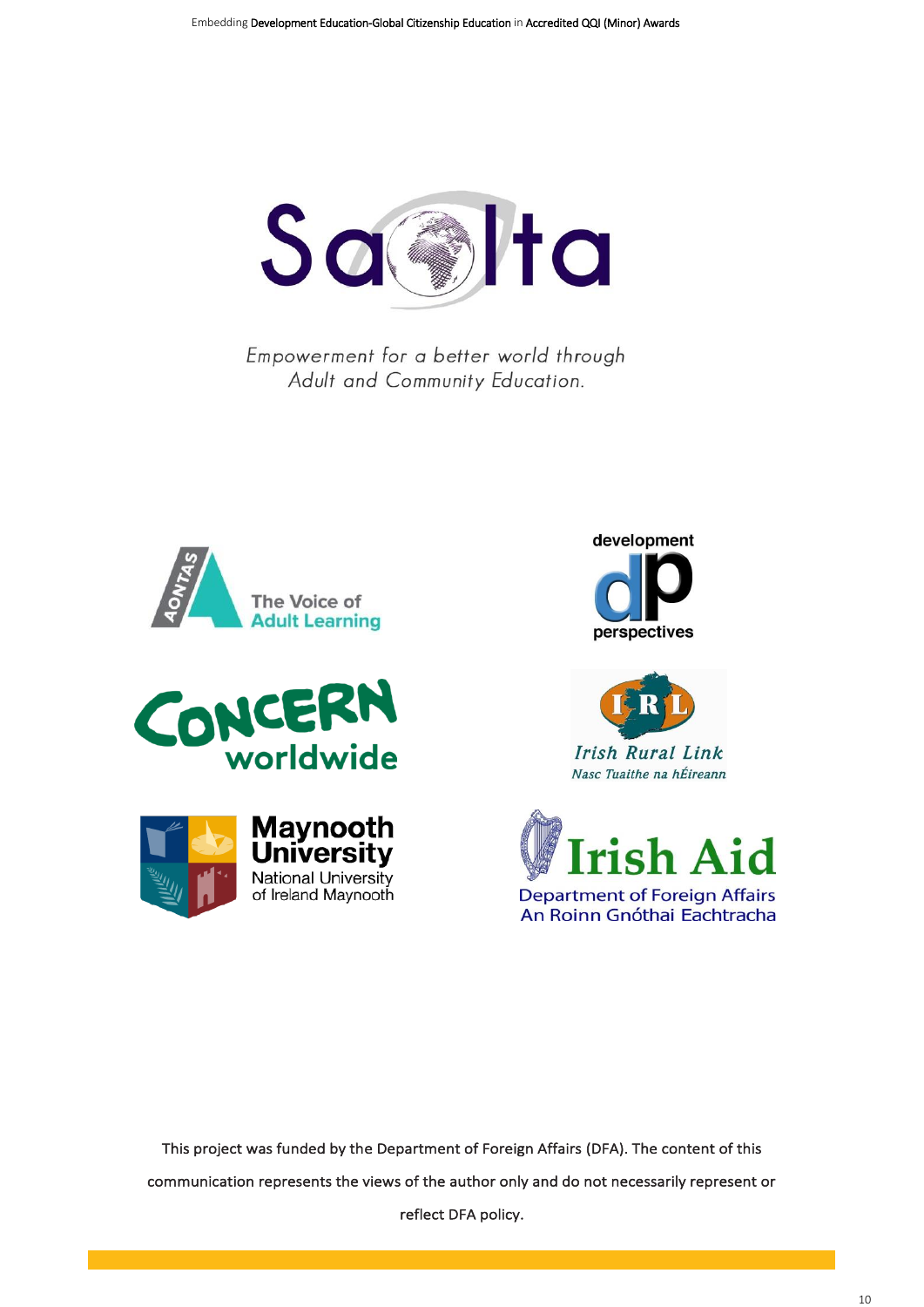Saolta

*Empowerment for a better world through Adult and Community Education.*

AONTAS The Voice of Adult Learning

development perspectives

Concern worldwide

Irish Rural Link
Nasc Tuaithe na hÉireann

Maynooth University
National University of Ireland Maynooth

Irish Aid
Department of Foreign Affairs
An Roinn Gnóthai Eachtracha

This project was funded by the Department of Foreign Affairs (DFA). The content of this communication represents the views of the author only and do not necessarily represent or reflect DFA policy.